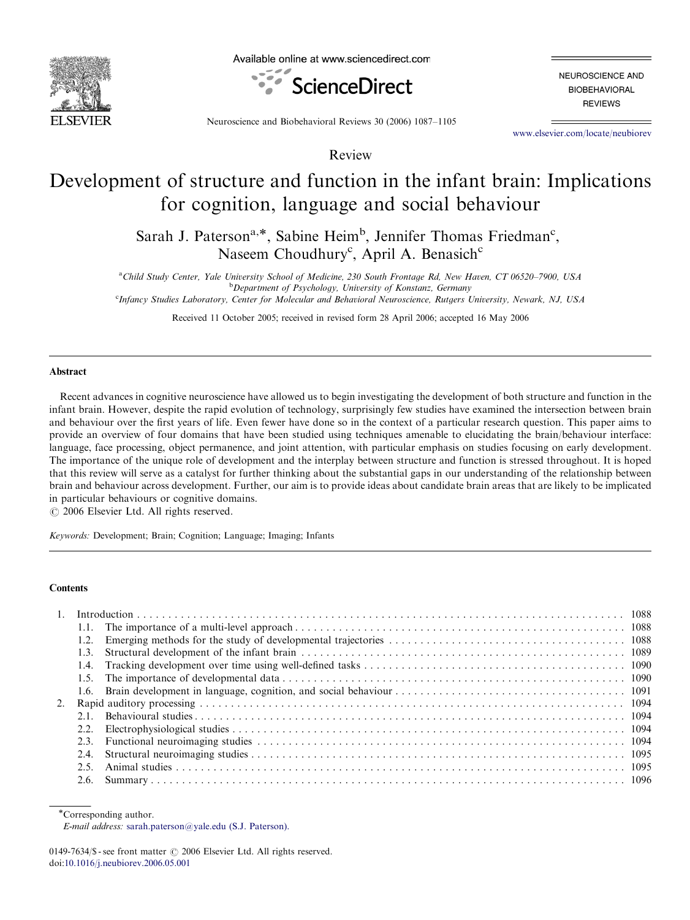Review

# Development of structure and function in the infant brain: Implications for cognition, language and social behaviour

Sarah J. Paterson[a,*], Sabine Heim[b], Jennifer Thomas Friedman[c], Naseem Choudhury[c], April A. Benasich[c]

[a] Child Study Center, Yale University School of Medicine, 230 South Frontage Rd, New Haven, CT 06520–7900, USA
[b] Department of Psychology, University of Konstanz, Germany
[c] Infancy Studies Laboratory, Center for Molecular and Behavioral Neuroscience, Rutgers University, Newark, NJ, USA

Received 11 October 2005; received in revised form 28 April 2006; accepted 16 May 2006

## Abstract

Recent advances in cognitive neuroscience have allowed us to begin investigating the development of both structure and function in the infant brain. However, despite the rapid evolution of technology, surprisingly few studies have examined the intersection between brain and behaviour over the first years of life. Even fewer have done so in the context of a particular research question. This paper aims to provide an overview of four domains that have been studied using techniques amenable to elucidating the brain/behaviour interface: language, face processing, object permanence, and joint attention, with particular emphasis on studies focusing on early development. The importance of the unique role of development and the interplay between structure and function is stressed throughout. It is hoped that this review will serve as a catalyst for further thinking about the substantial gaps in our understanding of the relationship between brain and behaviour across development. Further, our aim is to provide ideas about candidate brain areas that are likely to be implicated in particular behaviours or cognitive domains.

© 2006 Elsevier Ltd. All rights reserved.

*Keywords:* Development; Brain; Cognition; Language; Imaging; Infants

## Contents

1. Introduction . . . 1088
   - 1.1. The importance of a multi-level approach . . . 1088
   - 1.2. Emerging methods for the study of developmental trajectories . . . 1088
   - 1.3. Structural development of the infant brain . . . 1089
   - 1.4. Tracking development over time using well-defined tasks . . . 1090
   - 1.5. The importance of developmental data . . . 1090
   - 1.6. Brain development in language, cognition, and social behaviour . . . 1091
2. Rapid auditory processing . . . 1094
   - 2.1. Behavioural studies . . . 1094
   - 2.2. Electrophysiological studies . . . 1094
   - 2.3. Functional neuroimaging studies . . . 1094
   - 2.4. Structural neuroimaging studies . . . 1095
   - 2.5. Animal studies . . . 1095
   - 2.6. Summary . . . 1096

*Corresponding author.
*E-mail address:* sarah.paterson@yale.edu (S.J. Paterson).

0149-7634/$ - see front matter © 2006 Elsevier Ltd. All rights reserved.
doi:10.1016/j.neubiorev.2006.05.001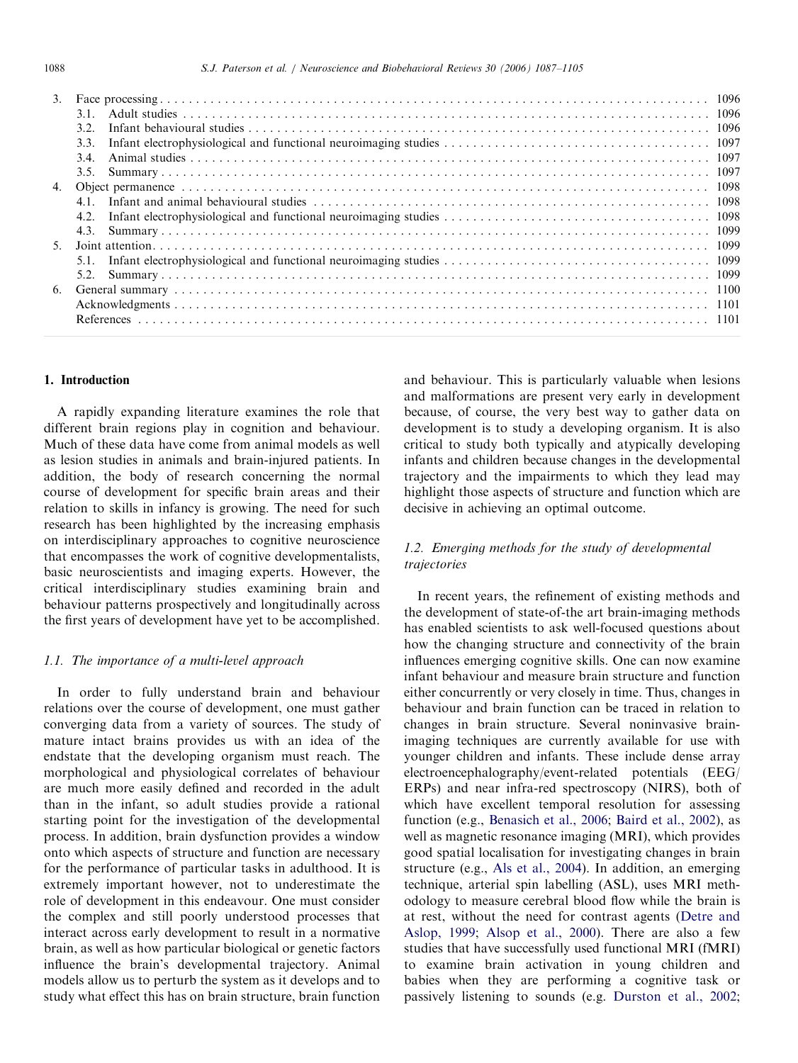| | | |
|---|---|---|
| 3. | Face processing | 1096 |
| | 3.1. Adult studies | 1096 |
| | 3.2. Infant behavioural studies | 1096 |
| | 3.3. Infant electrophysiological and functional neuroimaging studies | 1097 |
| | 3.4. Animal studies | 1097 |
| | 3.5. Summary | 1097 |
| 4. | Object permanence | 1098 |
| | 4.1. Infant and animal behavioural studies | 1098 |
| | 4.2. Infant electrophysiological and functional neuroimaging studies | 1098 |
| | 4.3. Summary | 1099 |
| 5. | Joint attention | 1099 |
| | 5.1. Infant electrophysiological and functional neuroimaging studies | 1099 |
| | 5.2. Summary | 1099 |
| 6. | General summary | 1100 |
| | Acknowledgments | 1101 |
| | References | 1101 |

## 1. Introduction

A rapidly expanding literature examines the role that different brain regions play in cognition and behaviour. Much of these data have come from animal models as well as lesion studies in animals and brain-injured patients. In addition, the body of research concerning the normal course of development for specific brain areas and their relation to skills in infancy is growing. The need for such research has been highlighted by the increasing emphasis on interdisciplinary approaches to cognitive neuroscience that encompasses the work of cognitive developmentalists, basic neuroscientists and imaging experts. However, the critical interdisciplinary studies examining brain and behaviour patterns prospectively and longitudinally across the first years of development have yet to be accomplished.

### *1.1. The importance of a multi-level approach*

In order to fully understand brain and behaviour relations over the course of development, one must gather converging data from a variety of sources. The study of mature intact brains provides us with an idea of the endstate that the developing organism must reach. The morphological and physiological correlates of behaviour are much more easily defined and recorded in the adult than in the infant, so adult studies provide a rational starting point for the investigation of the developmental process. In addition, brain dysfunction provides a window onto which aspects of structure and function are necessary for the performance of particular tasks in adulthood. It is extremely important however, not to underestimate the role of development in this endeavour. One must consider the complex and still poorly understood processes that interact across early development to result in a normative brain, as well as how particular biological or genetic factors influence the brain's developmental trajectory. Animal models allow us to perturb the system as it develops and to study what effect this has on brain structure, brain function and behaviour. This is particularly valuable when lesions and malformations are present very early in development because, of course, the very best way to gather data on development is to study a developing organism. It is also critical to study both typically and atypically developing infants and children because changes in the developmental trajectory and the impairments to which they lead may highlight those aspects of structure and function which are decisive in achieving an optimal outcome.

### *1.2. Emerging methods for the study of developmental trajectories*

In recent years, the refinement of existing methods and the development of state-of-the art brain-imaging methods has enabled scientists to ask well-focused questions about how the changing structure and connectivity of the brain influences emerging cognitive skills. One can now examine infant behaviour and measure brain structure and function either concurrently or very closely in time. Thus, changes in behaviour and brain function can be traced in relation to changes in brain structure. Several noninvasive brain-imaging techniques are currently available for use with younger children and infants. These include dense array electroencephalography/event-related potentials (EEG/ERPs) and near infra-red spectroscopy (NIRS), both of which have excellent temporal resolution for assessing function (e.g., Benasich et al., 2006; Baird et al., 2002), as well as magnetic resonance imaging (MRI), which provides good spatial localisation for investigating changes in brain structure (e.g., Als et al., 2004). In addition, an emerging technique, arterial spin labelling (ASL), uses MRI methodology to measure cerebral blood flow while the brain is at rest, without the need for contrast agents (Detre and Aslop, 1999; Alsop et al., 2000). There are also a few studies that have successfully used functional MRI (fMRI) to examine brain activation in young children and babies when they are performing a cognitive task or passively listening to sounds (e.g. Durston et al., 2002;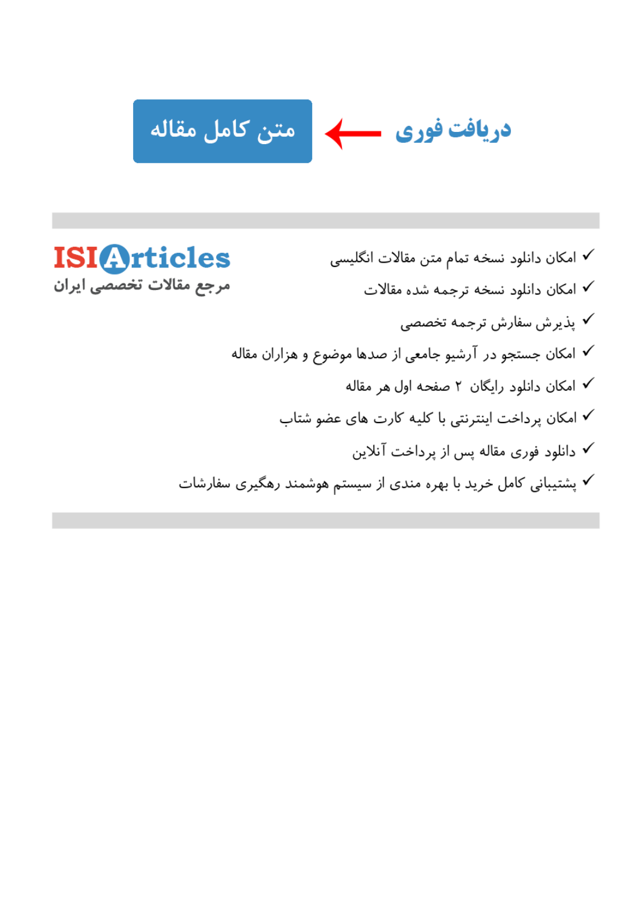دریافت فوری ← متن کامل مقاله

**ISIArticles**
مرجع مقالات تخصصی ایران

- ✓ امکان دانلود نسخه تمام متن مقالات انگلیسی
- ✓ امکان دانلود نسخه ترجمه شده مقالات
- ✓ پذیرش سفارش ترجمه تخصصی
- ✓ امکان جستجو در آرشیو جامعی از صدها موضوع و هزاران مقاله
- ✓ امکان دانلود رایگان ۲ صفحه اول هر مقاله
- ✓ امکان پرداخت اینترنتی با کلیه کارت های عضو شتاب
- ✓ دانلود فوری مقاله پس از پرداخت آنلاین
- ✓ پشتیبانی کامل خرید با بهره مندی از سیستم هوشمند رهگیری سفارشات